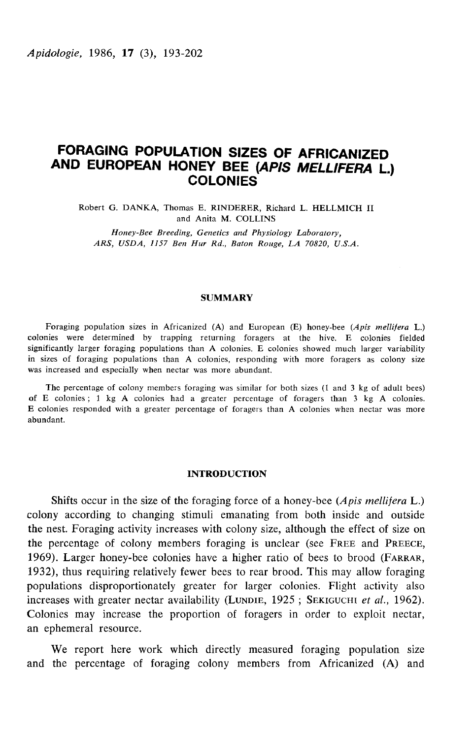# FORAGING POPULATION SIZES OF AFRICANIZED AND EUROPEAN HONEY BEE (*APIS MELLIFERA* L.) COLONIES

Robert G. DANKA, Thomas E. RINDERER, Richard L. HELLMICH II and Anita M. COLLINS

*Honey-Bee Breeding, Genetics and Physiology Laboratory, ARS, USDA, 1157 Ben Hur Rd., Baton Rouge, LA 70820, U.S.A.*

## SUMMARY

Foraging population sizes in Africanized (A) and European (E) honey-bee (*Apis mellifera* L.) colonies were determined by trapping returning foragers at the hive. E colonies fielded significantly larger foraging populations than A colonies. E colonies showed much larger variability in sizes of foraging populations than A colonies, responding with more foragers as colony size was increased and especially when nectar was more abundant.

The percentage of colony members foraging was similar for both sizes (1 and 3 kg of adult bees) of E colonies ; 1 kg A colonies had a greater percentage of foragers than 3 kg A colonies. E colonies responded with a greater percentage of foragers than A colonies when nectar was more abundant.

## INTRODUCTION

Shifts occur in the size of the foraging force of a honey-bee (*Apis mellifera* L.) colony according to changing stimuli emanating from both inside and outside the nest. Foraging activity increases with colony size, although the effect of size on the percentage of colony members foraging is unclear (see FREE and PREECE, 1969). Larger honey-bee colonies have a higher ratio of bees to brood (FARRAR, 1932), thus requiring relatively fewer bees to rear brood. This may allow foraging populations disproportionately greater for larger colonies. Flight activity also increases with greater nectar availability (LUNDIE, 1925 ; SEKIGUCHI *et al.*, 1962). Colonies may increase the proportion of foragers in order to exploit nectar, an ephemeral resource.

We report here work which directly measured foraging population size and the percentage of foraging colony members from Africanized (A) and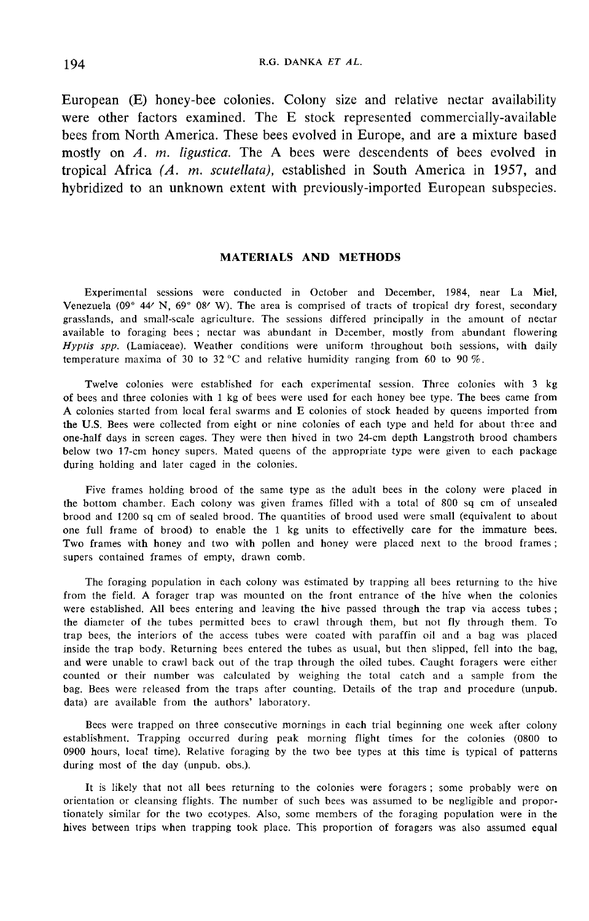European (E) honey-bee colonies. Colony size and relative nectar availability were other factors examined. The E stock represented commercially-available bees from North America. These bees evolved in Europe, and are a mixture based mostly on *A. m. ligustica.* The A bees were descendents of bees evolved in tropical Africa *(A. m. scutellata),* established in South America in 1957, and hybridized to an unknown extent with previously-imported European subspecies.

## MATERIALS AND METHODS

Experimental sessions were conducted in October and December, 1984, near La Miel, Venezuela (09° 44′ N, 69° 08′ W). The area is comprised of tracts of tropical dry forest, secondary grasslands, and small-scale agriculture. The sessions differed principally in the amount of nectar available to foraging bees ; nectar was abundant in December, mostly from abundant flowering *Hyptis spp.* (Lamiaceae). Weather conditions were uniform throughout both sessions, with daily temperature maxima of 30 to 32 °C and relative humidity ranging from 60 to 90 %.

Twelve colonies were established for each experimental session. Three colonies with 3 kg of bees and three colonies with 1 kg of bees were used for each honey bee type. The bees came from A colonies started from local feral swarms and E colonies of stock headed by queens imported from the U.S. Bees were collected from eight or nine colonies of each type and held for about three and one-half days in screen cages. They were then hived in two 24-cm depth Langstroth brood chambers below two 17-cm honey supers. Mated queens of the appropriate type were given to each package during holding and later caged in the colonies.

Five frames holding brood of the same type as the adult bees in the colony were placed in the bottom chamber. Each colony was given frames filled with a total of 800 sq cm of unsealed brood and 1200 sq cm of sealed brood. The quantities of brood used were small (equivalent to about one full frame of brood) to enable the 1 kg units to effectivelly care for the immature bees. Two frames with honey and two with pollen and honey were placed next to the brood frames ; supers contained frames of empty, drawn comb.

The foraging population in each colony was estimated by trapping all bees returning to the hive from the field. A forager trap was mounted on the front entrance of the hive when the colonies were established. All bees entering and leaving the hive passed through the trap via access tubes ; the diameter of the tubes permitted bees to crawl through them, but not fly through them. To trap bees, the interiors of the access tubes were coated with paraffin oil and a bag was placed inside the trap body. Returning bees entered the tubes as usual, but then slipped, fell into the bag, and were unable to crawl back out of the trap through the oiled tubes. Caught foragers were either counted or their number was calculated by weighing the total catch and a sample from the bag. Bees were released from the traps after counting. Details of the trap and procedure (unpub. data) are available from the authors' laboratory.

Bees were trapped on three consecutive mornings in each trial beginning one week after colony establishment. Trapping occurred during peak morning flight times for the colonies (0800 to 0900 hours, local time). Relative foraging by the two bee types at this time is typical of patterns during most of the day (unpub. obs.).

It is likely that not all bees returning to the colonies were foragers ; some probably were on orientation or cleansing flights. The number of such bees was assumed to be negligible and proportionately similar for the two ecotypes. Also, some members of the foraging population were in the hives between trips when trapping took place. This proportion of foragers was also assumed equal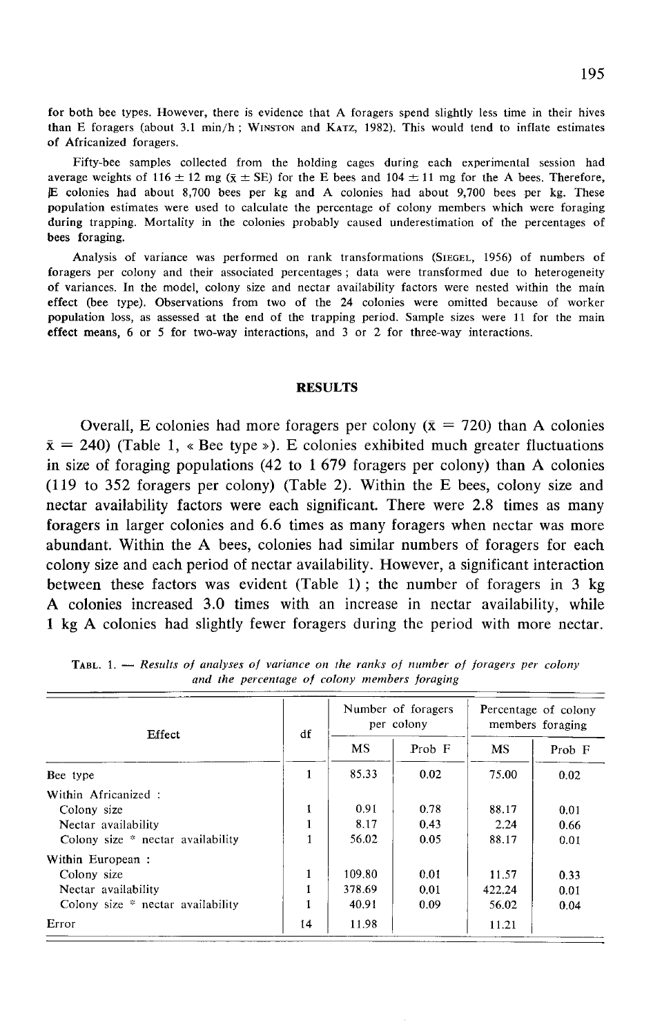for both bee types. However, there is evidence that A foragers spend slightly less time in their hives than E foragers (about 3.1 min/h ; WINSTON and KATZ, 1982). This would tend to inflate estimates of Africanized foragers.

Fifty-bee samples collected from the holding cages during each experimental session had average weights of 116 ± 12 mg ($\bar{x}$ ± SE) for the E bees and 104 ± 11 mg for the A bees. Therefore, E colonies had about 8,700 bees per kg and A colonies had about 9,700 bees per kg. These population estimates were used to calculate the percentage of colony members which were foraging during trapping. Mortality in the colonies probably caused underestimation of the percentages of bees foraging.

Analysis of variance was performed on rank transformations (SIEGEL, 1956) of numbers of foragers per colony and their associated percentages ; data were transformed due to heterogeneity of variances. In the model, colony size and nectar availability factors were nested within the main effect (bee type). Observations from two of the 24 colonies were omitted because of worker population loss, as assessed at the end of the trapping period. Sample sizes were 11 for the main effect means, 6 or 5 for two-way interactions, and 3 or 2 for three-way interactions.

## RESULTS

Overall, E colonies had more foragers per colony ($\bar{x}$ = 720) than A colonies $\bar{x}$ = 240) (Table 1, « Bee type »). E colonies exhibited much greater fluctuations in size of foraging populations (42 to 1 679 foragers per colony) than A colonies (119 to 352 foragers per colony) (Table 2). Within the E bees, colony size and nectar availability factors were each significant. There were 2.8 times as many foragers in larger colonies and 6.6 times as many foragers when nectar was more abundant. Within the A bees, colonies had similar numbers of foragers for each colony size and each period of nectar availability. However, a significant interaction between these factors was evident (Table 1) ; the number of foragers in 3 kg A colonies increased 3.0 times with an increase in nectar availability, while 1 kg A colonies had slightly fewer foragers during the period with more nectar.

TABL. 1. — *Results of analyses of variance on the ranks of number of foragers per colony and the percentage of colony members foraging*

| Effect | df | Number of foragers per colony | | Percentage of colony members foraging | |
|---|---|---|---|---|---|
| | | MS | Prob F | MS | Prob F |
| Bee type | 1 | 85.33 | 0.02 | 75.00 | 0.02 |
| Within Africanized : | | | | | |
| Colony size | 1 | 0.91 | 0.78 | 88.17 | 0.01 |
| Nectar availability | 1 | 8.17 | 0.43 | 2.24 | 0.66 |
| Colony size * nectar availability | 1 | 56.02 | 0.05 | 88.17 | 0.01 |
| Within European : | | | | | |
| Colony size | 1 | 109.80 | 0.01 | 11.57 | 0.33 |
| Nectar availability | 1 | 378.69 | 0.01 | 422.24 | 0.01 |
| Colony size * nectar availability | 1 | 40.91 | 0.09 | 56.02 | 0.04 |
| Error | 14 | 11.98 | | 11.21 | |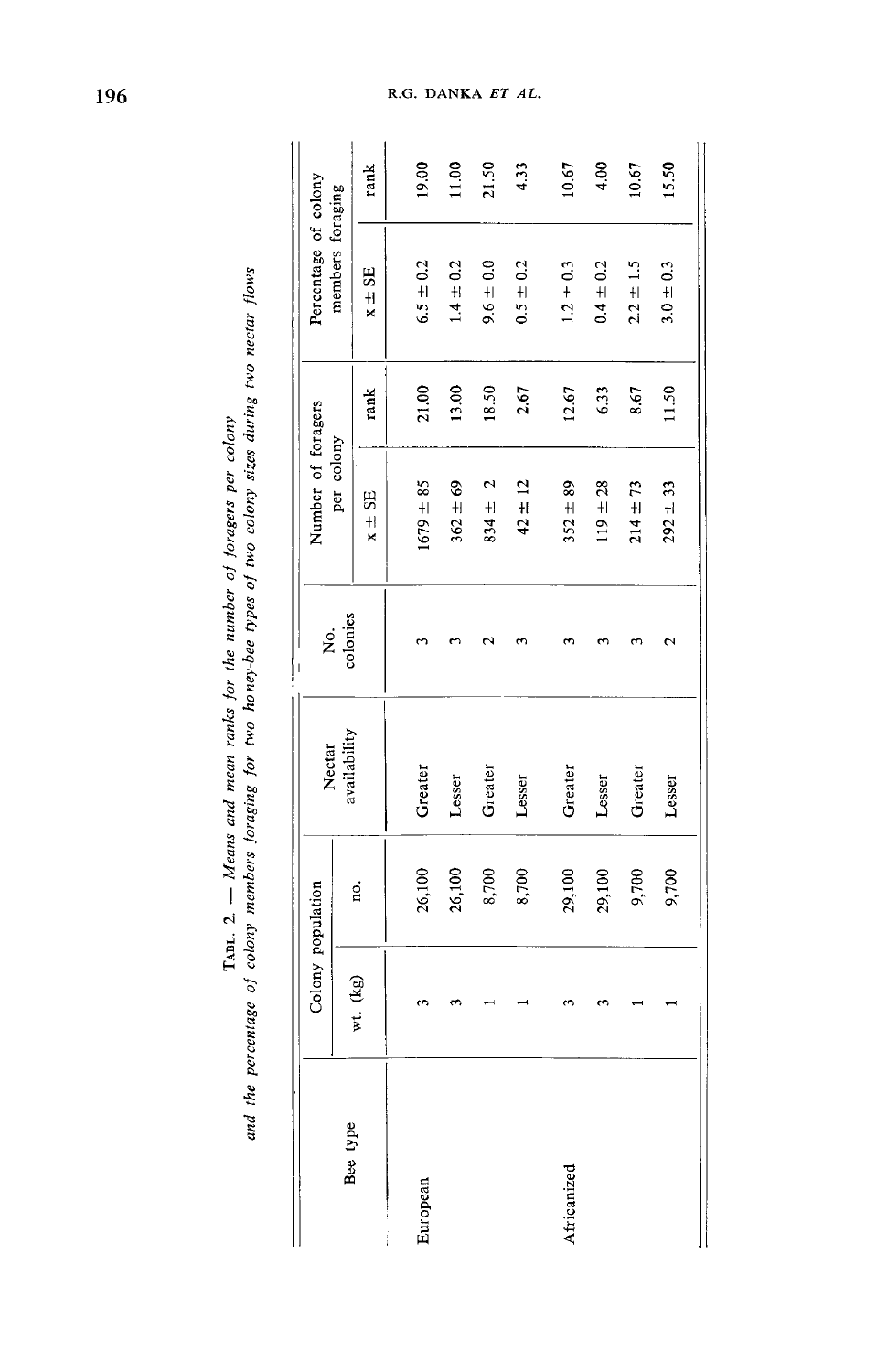TABL. 2. — *Means and mean ranks for the number of foragers per colony and the percentage of colony members foraging for two honey-bee types of two colony sizes during two nectar flows*

| Bee type | Colony population | | Nectar availability | No. colonies | Number of foragers per colony | | Percentage of colony members foraging | |
|---|---|---|---|---|---|---|---|---|
| | wt. (kg) | no. | | | x ± SE | rank | x ± SE | rank |
| European | 3 | 26,100 | Greater | 3 | 1679 ± 85 | 21.00 | 6.5 ± 0.2 | 19.00 |
| | 3 | 26,100 | Lesser | 3 | 362 ± 69 | 13.00 | 1.4 ± 0.2 | 11.00 |
| | 1 | 8,700 | Greater | 2 | 834 ± 2 | 18.50 | 9.6 ± 0.0 | 21.50 |
| | 1 | 8,700 | Lesser | 3 | 42 ± 12 | 2.67 | 0.5 ± 0.2 | 4.33 |
| Africanized | 3 | 29,100 | Greater | 3 | 352 ± 89 | 12.67 | 1.2 ± 0.3 | 10.67 |
| | 3 | 29,100 | Lesser | 3 | 119 ± 28 | 6.33 | 0.4 ± 0.2 | 4.00 |
| | 1 | 9,700 | Greater | 3 | 214 ± 73 | 8.67 | 2.2 ± 1.5 | 10.67 |
| | 1 | 9,700 | Lesser | 2 | 292 ± 33 | 11.50 | 3.0 ± 0.3 | 15.50 |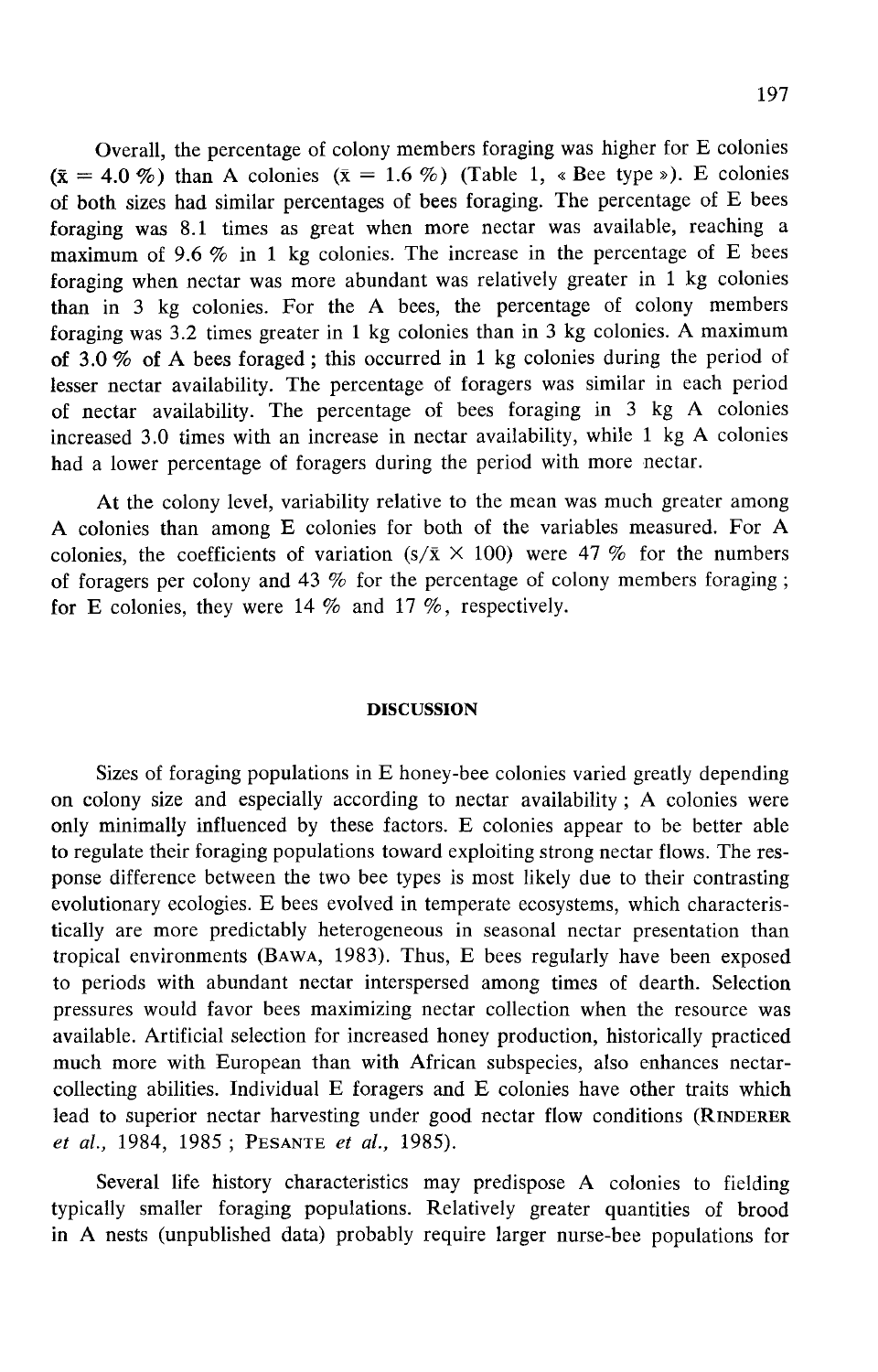Overall, the percentage of colony members foraging was higher for E colonies ($\bar{x}$ = 4.0 %) than A colonies ($\bar{x}$ = 1.6 %) (Table 1, « Bee type »). E colonies of both sizes had similar percentages of bees foraging. The percentage of E bees foraging was 8.1 times as great when more nectar was available, reaching a maximum of 9.6 % in 1 kg colonies. The increase in the percentage of E bees foraging when nectar was more abundant was relatively greater in 1 kg colonies than in 3 kg colonies. For the A bees, the percentage of colony members foraging was 3.2 times greater in 1 kg colonies than in 3 kg colonies. A maximum of 3.0 % of A bees foraged ; this occurred in 1 kg colonies during the period of lesser nectar availability. The percentage of foragers was similar in each period of nectar availability. The percentage of bees foraging in 3 kg A colonies increased 3.0 times with an increase in nectar availability, while 1 kg A colonies had a lower percentage of foragers during the period with more nectar.

At the colony level, variability relative to the mean was much greater among A colonies than among E colonies for both of the variables measured. For A colonies, the coefficients of variation ($s/\bar{x} \times 100$) were 47 % for the numbers of foragers per colony and 43 % for the percentage of colony members foraging ; for E colonies, they were 14 % and 17 %, respectively.

## DISCUSSION

Sizes of foraging populations in E honey-bee colonies varied greatly depending on colony size and especially according to nectar availability ; A colonies were only minimally influenced by these factors. E colonies appear to be better able to regulate their foraging populations toward exploiting strong nectar flows. The response difference between the two bee types is most likely due to their contrasting evolutionary ecologies. E bees evolved in temperate ecosystems, which characteristically are more predictably heterogeneous in seasonal nectar presentation than tropical environments (Bawa, 1983). Thus, E bees regularly have been exposed to periods with abundant nectar interspersed among times of dearth. Selection pressures would favor bees maximizing nectar collection when the resource was available. Artificial selection for increased honey production, historically practiced much more with European than with African subspecies, also enhances nectar-collecting abilities. Individual E foragers and E colonies have other traits which lead to superior nectar harvesting under good nectar flow conditions (Rinderer *et al.*, 1984, 1985 ; Pesante *et al.*, 1985).

Several life history characteristics may predispose A colonies to fielding typically smaller foraging populations. Relatively greater quantities of brood in A nests (unpublished data) probably require larger nurse-bee populations for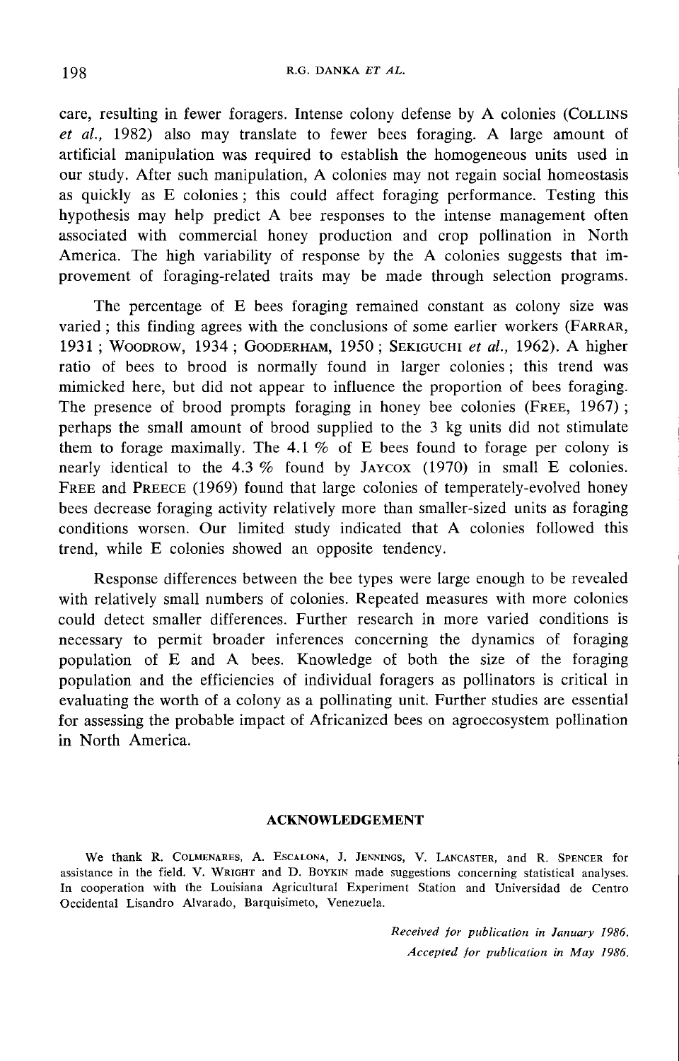care, resulting in fewer foragers. Intense colony defense by A colonies (COLLINS *et al.,* 1982) also may translate to fewer bees foraging. A large amount of artificial manipulation was required to establish the homogeneous units used in our study. After such manipulation, A colonies may not regain social homeostasis as quickly as E colonies ; this could affect foraging performance. Testing this hypothesis may help predict A bee responses to the intense management often associated with commercial honey production and crop pollination in North America. The high variability of response by the A colonies suggests that improvement of foraging-related traits may be made through selection programs.

The percentage of E bees foraging remained constant as colony size was varied ; this finding agrees with the conclusions of some earlier workers (FARRAR, 1931 ; WOODROW, 1934 ; GOODERHAM, 1950 ; SEKIGUCHI *et al.,* 1962). A higher ratio of bees to brood is normally found in larger colonies ; this trend was mimicked here, but did not appear to influence the proportion of bees foraging. The presence of brood prompts foraging in honey bee colonies (FREE, 1967) ; perhaps the small amount of brood supplied to the 3 kg units did not stimulate them to forage maximally. The 4.1 % of E bees found to forage per colony is nearly identical to the 4.3 % found by JAYCOX (1970) in small E colonies. FREE and PREECE (1969) found that large colonies of temperately-evolved honey bees decrease foraging activity relatively more than smaller-sized units as foraging conditions worsen. Our limited study indicated that A colonies followed this trend, while E colonies showed an opposite tendency.

Response differences between the bee types were large enough to be revealed with relatively small numbers of colonies. Repeated measures with more colonies could detect smaller differences. Further research in more varied conditions is necessary to permit broader inferences concerning the dynamics of foraging population of E and A bees. Knowledge of both the size of the foraging population and the efficiencies of individual foragers as pollinators is critical in evaluating the worth of a colony as a pollinating unit. Further studies are essential for assessing the probable impact of Africanized bees on agroecosystem pollination in North America.

## ACKNOWLEDGEMENT

We thank R. COLMENARES, A. ESCALONA, J. JENNINGS, V. LANCASTER, and R. SPENCER for assistance in the field. V. WRIGHT and D. BOYKIN made suggestions concerning statistical analyses. In cooperation with the Louisiana Agricultural Experiment Station and Universidad de Centro Occidental Lisandro Alvarado, Barquisimeto, Venezuela.

*Received for publication in January 1986.*
*Accepted for publication in May 1986.*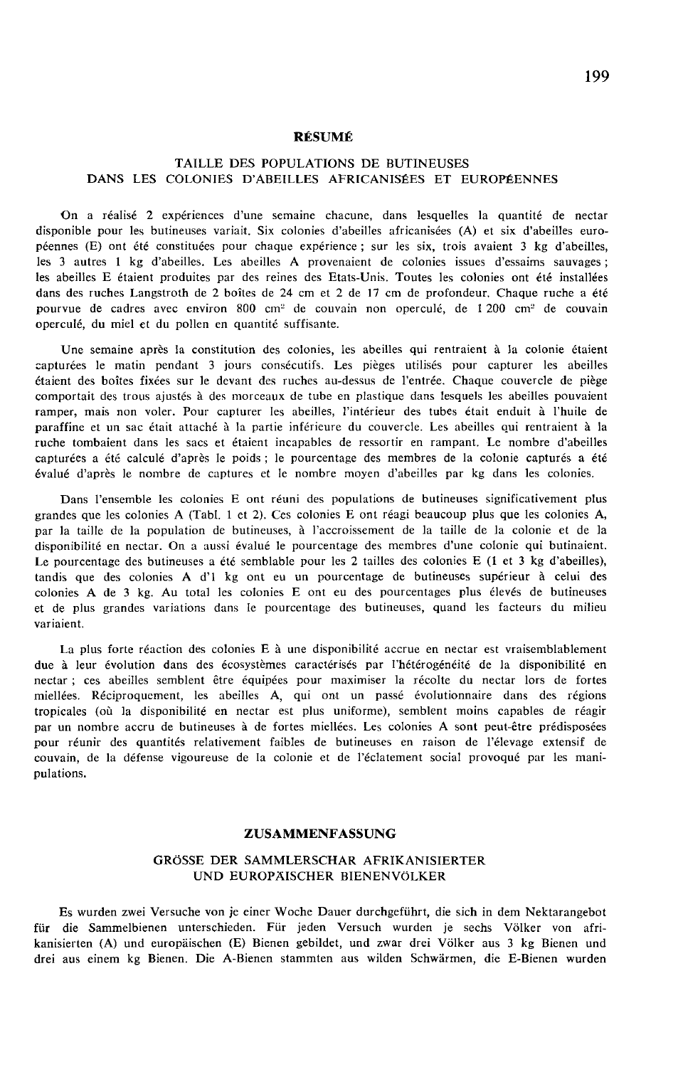## RÉSUMÉ

### TAILLE DES POPULATIONS DE BUTINEUSES DANS LES COLONIES D'ABEILLES AFRICANISÉES ET EUROPÉENNES

On a réalisé 2 expériences d'une semaine chacune, dans lesquelles la quantité de nectar disponible pour les butineuses variait. Six colonies d'abeilles africanisées (A) et six d'abeilles européennes (E) ont été constituées pour chaque expérience ; sur les six, trois avaient 3 kg d'abeilles, les 3 autres 1 kg d'abeilles. Les abeilles A provenaient de colonies issues d'essaims sauvages ; les abeilles E étaient produites par des reines des Etats-Unis. Toutes les colonies ont été installées dans des ruches Langstroth de 2 boîtes de 24 cm et 2 de 17 cm de profondeur. Chaque ruche a été pourvue de cadres avec environ 800 cm² de couvain non operculé, de 1 200 cm² de couvain operculé, du miel et du pollen en quantité suffisante.

Une semaine après la constitution des colonies, les abeilles qui rentraient à la colonie étaient capturées le matin pendant 3 jours consécutifs. Les pièges utilisés pour capturer les abeilles étaient des boîtes fixées sur le devant des ruches au-dessus de l'entrée. Chaque couvercle de piège comportait des trous ajustés à des morceaux de tube en plastique dans lesquels les abeilles pouvaient ramper, mais non voler. Pour capturer les abeilles, l'intérieur des tubes était enduit à l'huile de paraffine et un sac était attaché à la partie inférieure du couvercle. Les abeilles qui rentraient à la ruche tombaient dans les sacs et étaient incapables de ressortir en rampant. Le nombre d'abeilles capturées a été calculé d'après le poids ; le pourcentage des membres de la colonie capturés a été évalué d'après le nombre de captures et le nombre moyen d'abeilles par kg dans les colonies.

Dans l'ensemble les colonies E ont réuni des populations de butineuses significativement plus grandes que les colonies A (Tabl. 1 et 2). Ces colonies E ont réagi beaucoup plus que les colonies A, par la taille de la population de butineuses, à l'accroissement de la taille de la colonie et de la disponibilité en nectar. On a aussi évalué le pourcentage des membres d'une colonie qui butinaient. Le pourcentage des butineuses a été semblable pour les 2 tailles des colonies E (1 et 3 kg d'abeilles), tandis que des colonies A d'1 kg ont eu un pourcentage de butineuses supérieur à celui des colonies A de 3 kg. Au total les colonies E ont eu des pourcentages plus élevés de butineuses et de plus grandes variations dans le pourcentage des butineuses, quand les facteurs du milieu variaient.

La plus forte réaction des colonies E à une disponibilité accrue en nectar est vraisemblablement due à leur évolution dans des écosystèmes caractérisés par l'hétérogénéité de la disponibilité en nectar ; ces abeilles semblent être équipées pour maximiser la récolte du nectar lors de fortes miellées. Réciproquement, les abeilles A, qui ont un passé évolutionnaire dans des régions tropicales (où la disponibilité en nectar est plus uniforme), semblent moins capables de réagir par un nombre accru de butineuses à de fortes miellées. Les colonies A sont peut-être prédisposées pour réunir des quantités relativement faibles de butineuses en raison de l'élevage extensif de couvain, de la défense vigoureuse de la colonie et de l'éclatement social provoqué par les manipulations.

## ZUSAMMENFASSUNG

### GRÖSSE DER SAMMLERSCHAR AFRIKANISIERTER UND EUROPÄISCHER BIENENVÖLKER

Es wurden zwei Versuche von je einer Woche Dauer durchgeführt, die sich in dem Nektarangebot für die Sammelbienen unterschieden. Für jeden Versuch wurden je sechs Völker von afrikanisierten (A) und europäischen (E) Bienen gebildet, und zwar drei Völker aus 3 kg Bienen und drei aus einem kg Bienen. Die A-Bienen stammten aus wilden Schwärmen, die E-Bienen wurden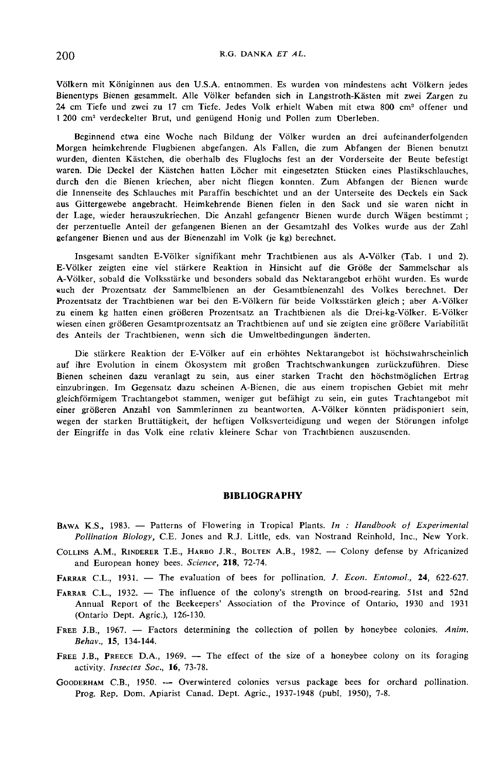Völkern mit Königinnen aus den U.S.A. entnommen. Es wurden von mindestens acht Völkern jedes Bienentyps Bienen gesammelt. Alle Völker befanden sich in Langstroth-Kästen mit zwei Zargen zu 24 cm Tiefe und zwei zu 17 cm Tiefe. Jedes Volk erhielt Waben mit etwa 800 cm² offener und 1 200 cm² verdeckelter Brut, und genügend Honig und Pollen zum Überleben.

Beginnend etwa eine Woche nach Bildung der Völker wurden an drei aufeinanderfolgenden Morgen heimkehrende Flugbienen abgefangen. Als Fallen, die zum Abfangen der Bienen benutzt wurden, dienten Kästchen, die oberhalb des Fluglochs fest an der Vorderseite der Beute befestigt waren. Die Deckel der Kästchen hatten Löcher mit eingesetzten Stücken eines Plastikschlauches, durch den die Bienen kriechen, aber nicht fliegen konnten. Zum Abfangen der Bienen wurde die Innenseite des Schlauches mit Paraffin beschichtet und an der Unterseite des Deckels ein Sack aus Gittergewebe angebracht. Heimkehrende Bienen fielen in den Sack und sie waren nicht in der Lage, wieder herauszukriechen. Die Anzahl gefangener Bienen wurde durch Wägen bestimmt ; der perzentuelle Anteil der gefangenen Bienen an der Gesamtzahl des Volkes wurde aus der Zahl gefangener Bienen und aus der Bienenzahl im Volk (je kg) berechnet.

Insgesamt sandten E-Völker signifikant mehr Trachtbienen aus als A-Völker (Tab. 1 und 2). E-Völker zeigten eine viel stärkere Reaktion in Hinsicht auf die Größe der Sammelschar als A-Völker, sobald die Volksstärke und besonders sobald das Nektarangebot erhöht wurden. Es wurde auch der Prozentsatz der Sammelbienen an der Gesamtbienenzahl des Volkes berechnet. Der Prozentsatz der Trachtbienen war bei den E-Völkern für beide Volksstärken gleich ; aber A-Völker zu einem kg hatten einen größeren Prozentsatz an Trachtbienen als die Drei-kg-Völker. E-Völker wiesen einen größeren Gesamtprozentsatz an Trachtbienen auf und sie zeigten eine größere Variabilität des Anteils der Trachtbienen, wenn sich die Umweltbedingungen änderten.

Die stärkere Reaktion der E-Völker auf ein erhöhtes Nektarangebot ist höchstwahrscheinlich auf ihre Evolution in einem Ökosystem mit großen Trachtschwankungen zurückzuführen. Diese Bienen scheinen dazu veranlagt zu sein, aus einer starken Tracht den höchstmöglichen Ertrag einzubringen. Im Gegensatz dazu scheinen A-Bienen, die aus einem tropischen Gebiet mit mehr gleichförmigem Trachtangebot stammen, weniger gut befähigt zu sein, ein gutes Trachtangebot mit einer größeren Anzahl von Sammlerinnen zu beantworten. A-Völker könnten prädisponiert sein, wegen der starken Bruttätigkeit, der heftigen Volksverteidigung und wegen der Störungen infolge der Eingriffe in das Volk eine relativ kleinere Schar von Trachtbienen auszusenden.

## BIBLIOGRAPHY

BAWA K.S., 1983. — Patterns of Flowering in Tropical Plants. *In : Handbook of Experimental Pollination Biology,* C.E. Jones and R.J. Little, eds. van Nostrand Reinhold, Inc., New York.

COLLINS A.M., RINDERER T.E., HARBO J.R., BOLTEN A.B., 1982. — Colony defense by Africanized and European honey bees. *Science,* **218**, 72-74.

FARRAR C.L., 1931. — The evaluation of bees for pollination. *J. Econ. Entomol.,* **24**, 622-627.

FARRAR C.L., 1932. — The influence of the colony's strength on brood-rearing. 51st and 52nd Annual Report of the Beekeepers' Association of the Province of Ontario, 1930 and 1931 (Ontario Dept. Agric.), 126-130.

FREE J.B., 1967. — Factors determining the collection of pollen by honeybee colonies. *Anim. Behav.,* **15**, 134-144.

FREE J.B., PREECE D.A., 1969. — The effect of the size of a honeybee colony on its foraging activity. *Insectes Soc.,* **16**, 73-78.

GOODERHAM C.B., 1950. — Overwintered colonies versus package bees for orchard pollination. Prog. Rep. Dom. Apiarist Canad. Dept. Agric., 1937-1948 (publ. 1950), 7-8.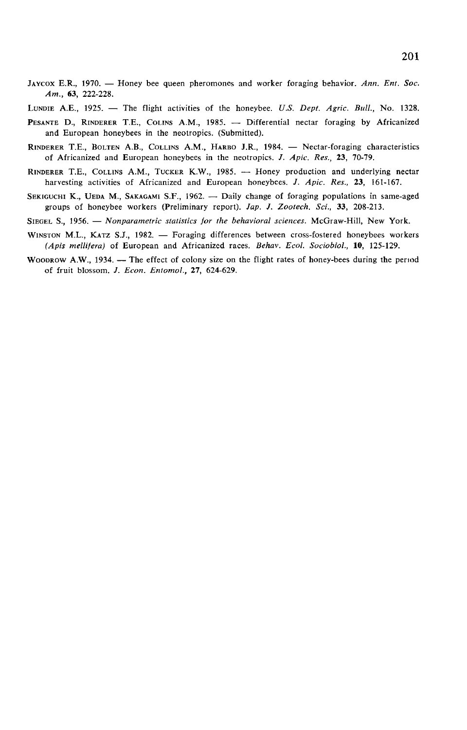JAYCOX E.R., 1970. — Honey bee queen pheromones and worker foraging behavior. *Ann. Ent. Soc. Am.*, **63**, 222-228.

LUNDIE A.E., 1925. — The flight activities of the honeybee. *U.S. Dept. Agric. Bull.*, No. 1328.

PESANTE D., RINDERER T.E., COLINS A.M., 1985. — Differential nectar foraging by Africanized and European honeybees in the neotropics. (Submitted).

RINDERER T.E., BOLTEN A.B., COLLINS A.M., HARBO J.R., 1984. — Nectar-foraging characteristics of Africanized and European honeybees in the neotropics. *J. Apic. Res.*, **23**, 70-79.

RINDERER T.E., COLLINS A.M., TUCKER K.W., 1985. — Honey production and underlying nectar harvesting activities of Africanized and European honeybees. *J. Apic. Res.*, **23**, 161-167.

SEKIGUCHI K., UEDA M., SAKAGAMI S.F., 1962. — Daily change of foraging populations in same-aged groups of honeybee workers (Preliminary report). *Jap. J. Zootech. Sci.*, **33**, 208-213.

SIEGEL S., 1956. — *Nonparametric statistics for the behavioral sciences.* McGraw-Hill, New York.

WINSTON M.L., KATZ S.J., 1982. — Foraging differences between cross-fostered honeybees workers *(Apis mellifera)* of European and Africanized races. *Behav. Ecol. Sociobiol.*, **10**, 125-129.

WOODROW A.W., 1934. — The effect of colony size on the flight rates of honey-bees during the period of fruit blossom. *J. Econ. Entomol.*, **27**, 624-629.